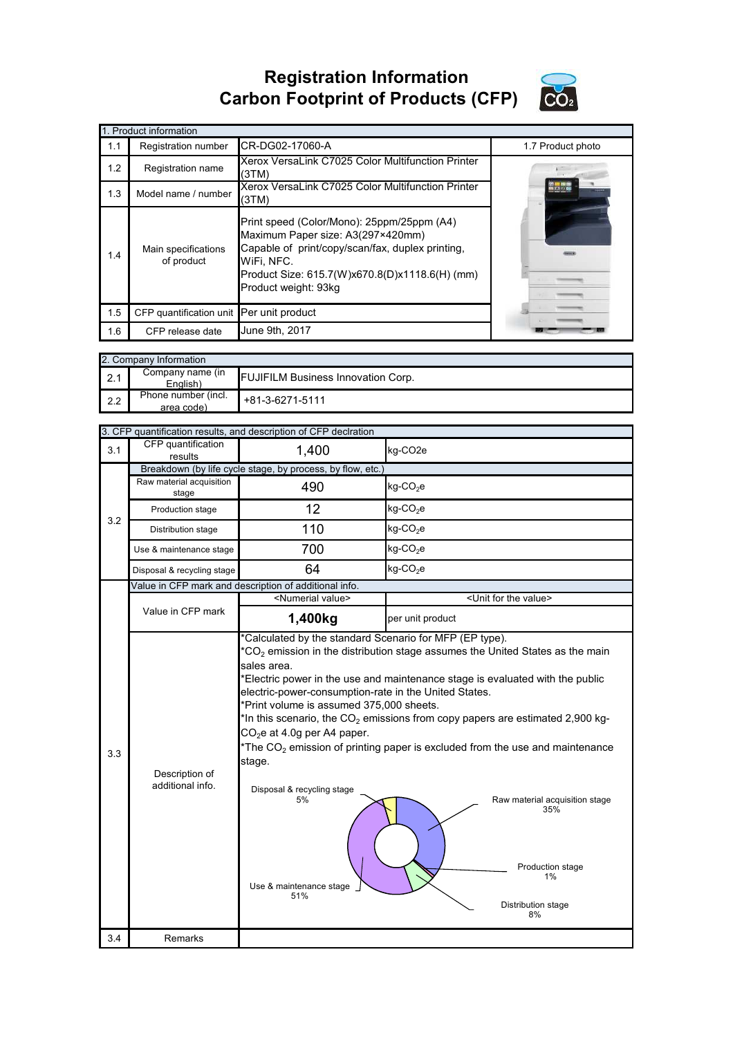# Registration Information
# Carbon Footprint of Products (CFP)

| 1. Product information | | | |
|---|---|---|---|
| 1.1 | Registration number | CR-DG02-17060-A | 1.7 Product photo |
| 1.2 | Registration name | Xerox VersaLink C7025 Color Multifunction Printer (3TM) | |
| 1.3 | Model name / number | Xerox VersaLink C7025 Color Multifunction Printer (3TM) | |
| 1.4 | Main specifications of product | Print speed (Color/Mono): 25ppm/25ppm (A4)<br>Maximum Paper size: A3(297×420mm)<br>Capable of print/copy/scan/fax, duplex printing, WiFi, NFC.<br>Product Size: 615.7(W)x670.8(D)x1118.6(H) (mm)<br>Product weight: 93kg | |
| 1.5 | CFP quantification unit | Per unit product | |
| 1.6 | CFP release date | June 9th, 2017 | |

| 2. Company Information | | |
|---|---|---|
| 2.1 | Company name (in English) | FUJIFILM Business Innovation Corp. |
| 2.2 | Phone number (incl. area code) | +81-3-6271-5111 |

| 3. CFP quantification results, and description of CFP decIration | | | |
|---|---|---|---|
| 3.1 | CFP quantification results | 1,400 | kg-CO2e |
| 3.2 | Breakdown (by life cycle stage, by process, by flow, etc.) | | |
| | Raw material acquisition stage | 490 | kg-$CO_2$e |
| | Production stage | 12 | kg-$CO_2$e |
| | Distribution stage | 110 | kg-$CO_2$e |
| | Use & maintenance stage | 700 | kg-$CO_2$e |
| | Disposal & recycling stage | 64 | kg-$CO_2$e |
| 3.3 | Value in CFP mark and description of additional info. | | |
| | Value in CFP mark | <Numerial value> | <Unit for the value> |
| | | **1,400kg** | per unit product |
| | Description of additional info. | *Calculated by the standard Scenario for MFP (EP type).<br>*$CO_2$ emission in the distribution stage assumes the United States as the main sales area.<br>*Electric power in the use and maintenance stage is evaluated with the public electric-power-consumption-rate in the United States.<br>*Print volume is assumed 375,000 sheets.<br>*In this scenario, the $CO_2$ emissions from copy papers are estimated 2,900 kg-$CO_2$e at 4.0g per A4 paper.<br>*The $CO_2$ emission of printing paper is excluded from the use and maintenance stage.<br>Disposal & recycling stage 5%; Raw material acquisition stage 35%; Production stage 1%; Distribution stage 8%; Use & maintenance stage 51% | |
| 3.4 | Remarks | | |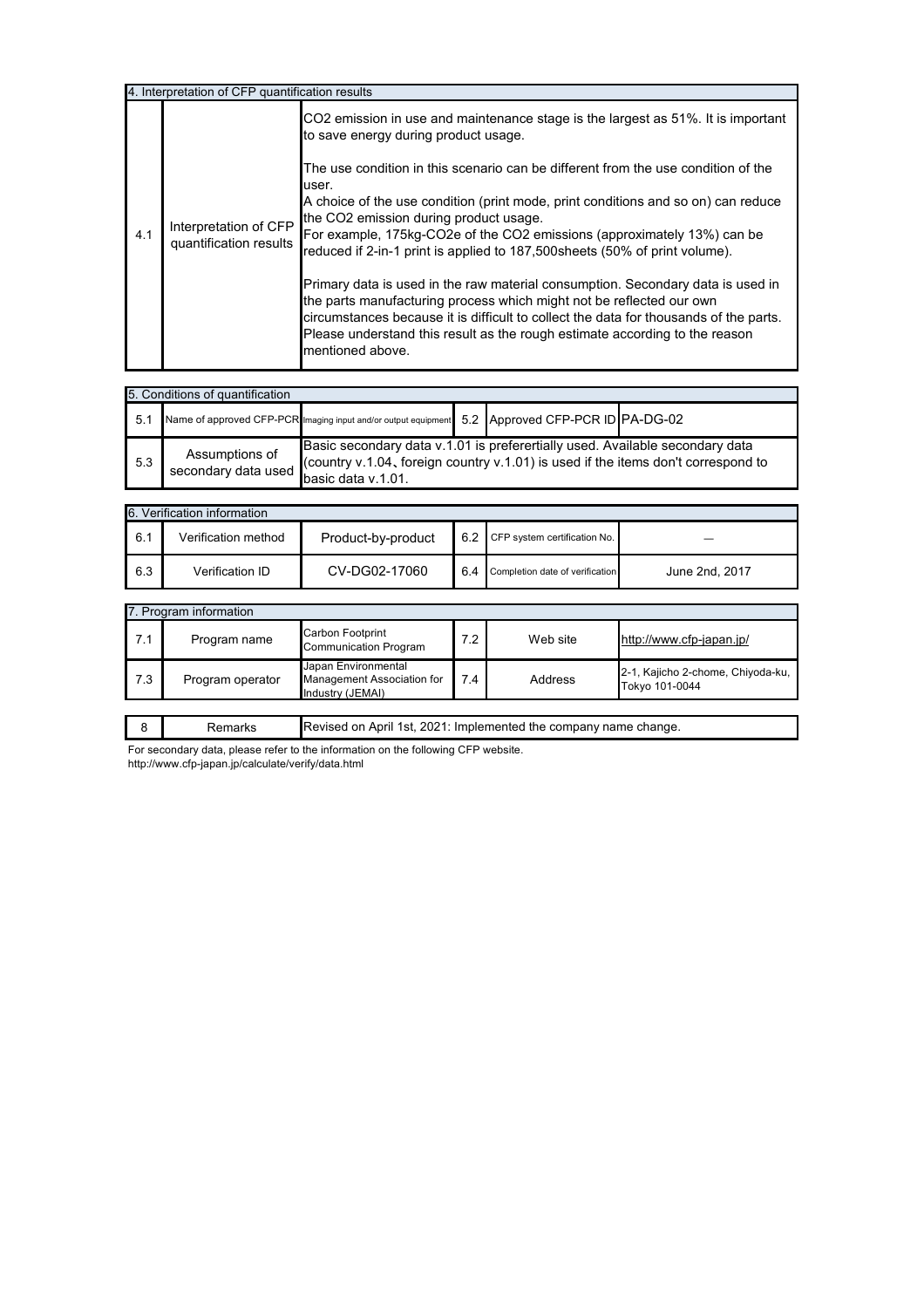## 4. Interpretation of CFP quantification results

| | | |
|---|---|---|
| 4.1 | Interpretation of CFP quantification results | $CO_2$ emission in use and maintenance stage is the largest as 51%. It is important to save energy during product usage.<br><br>The use condition in this scenario can be different from the use condition of the user.<br>A choice of the use condition (print mode, print conditions and so on) can reduce the $CO_2$ emission during product usage.<br>For example, 175kg-$CO_2e$ of the $CO_2$ emissions (approximately 13%) can be reduced if 2-in-1 print is applied to 187,500sheets (50% of print volume).<br><br>Primary data is used in the raw material consumption. Secondary data is used in the parts manufacturing process which might not be reflected our own circumstances because it is difficult to collect the data for thousands of the parts. Please understand this result as the rough estimate according to the reason mentioned above. |

## 5. Conditions of quantification

| | | | | | |
|---|---|---|---|---|---|
| 5.1 | Name of approved CFP-PCR | Imaging input and/or output equipment | 5.2 | Approved CFP-PCR ID | PA-DG-02 |
| 5.3 | Assumptions of secondary data used | Basic secondary data v.1.01 is preferertially used. Available secondary data (country v.1.04、foreign country v.1.01) is used if the items don't correspond to basic data v.1.01. | | | |

## 6. Verification information

| | | | | | |
|---|---|---|---|---|---|
| 6.1 | Verification method | Product-by-product | 6.2 | CFP system certification No. | — |
| 6.3 | Verification ID | CV-DG02-17060 | 6.4 | Completion date of verification | June 2nd, 2017 |

## 7. Program information

| | | | | | |
|---|---|---|---|---|---|
| 7.1 | Program name | Carbon Footprint Communication Program | 7.2 | Web site | http://www.cfp-japan.jp/ |
| 7.3 | Program operator | Japan Environmental Management Association for Industry (JEMAI) | 7.4 | Address | 2-1, Kajicho 2-chome, Chiyoda-ku, Tokyo 101-0044 |

| | | |
|---|---|---|
| 8 | Remarks | Revised on April 1st, 2021: Implemented the company name change. |

For secondary data, please refer to the information on the following CFP website.
http://www.cfp-japan.jp/calculate/verify/data.html